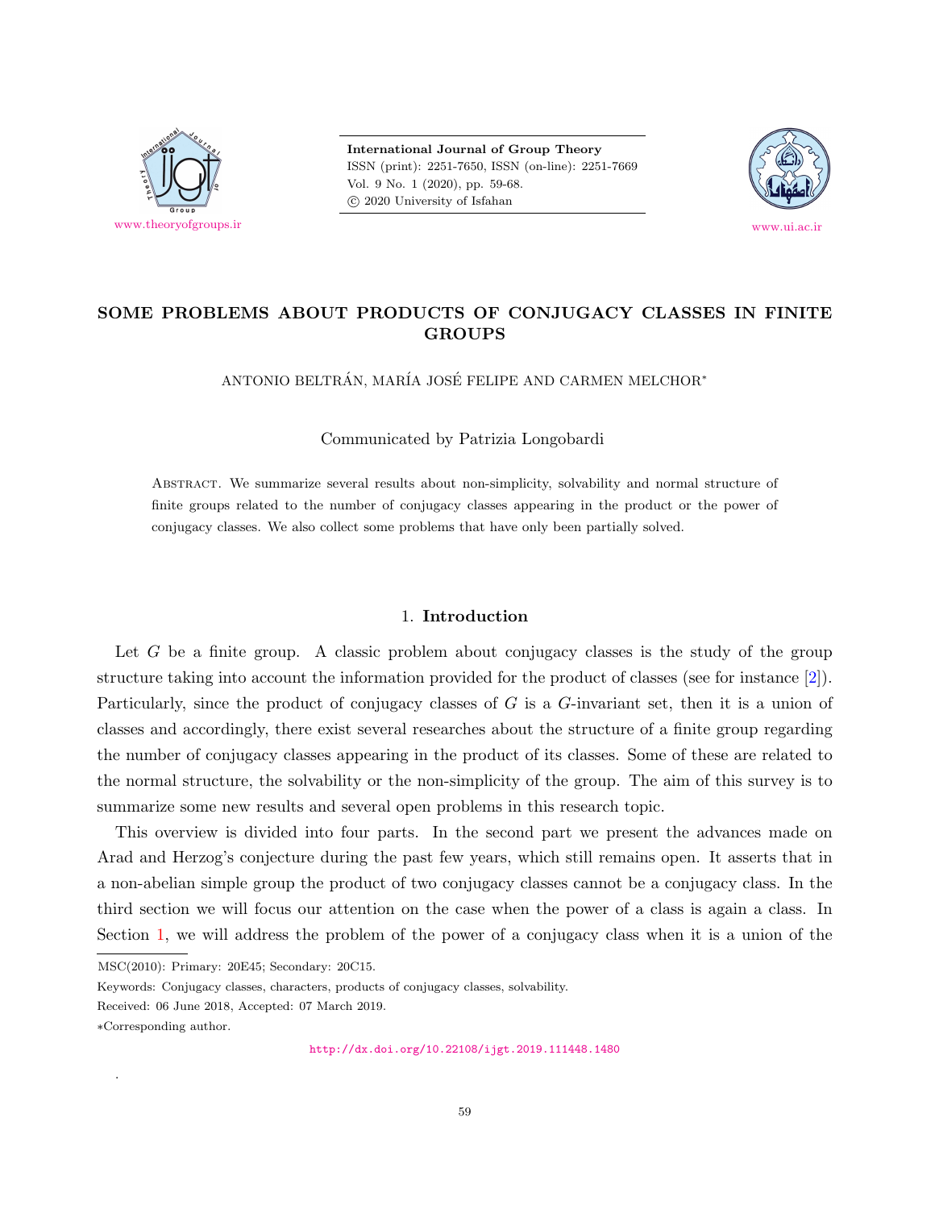# SOME PROBLEMS ABOUT PRODUCTS OF CONJUGACY CLASSES IN FINITE GROUPS

ANTONIO BELTRÁN, MARÍA JOSÉ FELIPE AND CARMEN MELCHOR*

Communicated by Patrizia Longobardi

Abstract. We summarize several results about non-simplicity, solvability and normal structure of finite groups related to the number of conjugacy classes appearing in the product or the power of conjugacy classes. We also collect some problems that have only been partially solved.

## 1. Introduction

Let $G$ be a finite group. A classic problem about conjugacy classes is the study of the group structure taking into account the information provided for the product of classes (see for instance [2]). Particularly, since the product of conjugacy classes of $G$ is a $G$-invariant set, then it is a union of classes and accordingly, there exist several researches about the structure of a finite group regarding the number of conjugacy classes appearing in the product of its classes. Some of these are related to the normal structure, the solvability or the non-simplicity of the group. The aim of this survey is to summarize some new results and several open problems in this research topic.

This overview is divided into four parts. In the second part we present the advances made on Arad and Herzog's conjecture during the past few years, which still remains open. It asserts that in a non-abelian simple group the product of two conjugacy classes cannot be a conjugacy class. In the third section we will focus our attention on the case when the power of a class is again a class. In Section 1, we will address the problem of the power of a conjugacy class when it is a union of the

MSC(2010): Primary: 20E45; Secondary: 20C15.

Keywords: Conjugacy classes, characters, products of conjugacy classes, solvability.

Received: 06 June 2018, Accepted: 07 March 2019.

*Corresponding author.

http://dx.doi.org/10.22108/ijgt.2019.111448.1480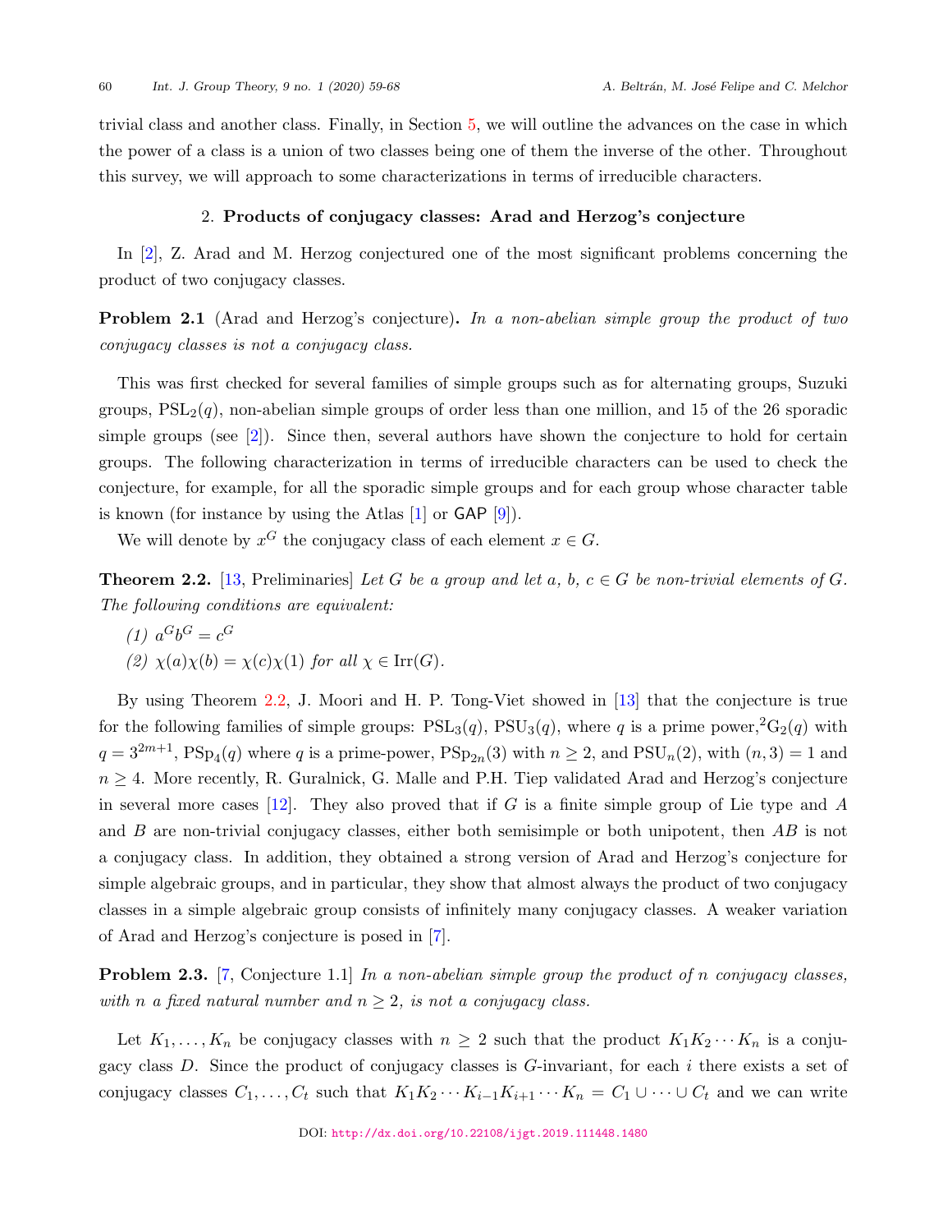trivial class and another class. Finally, in Section 5, we will outline the advances on the case in which the power of a class is a union of two classes being one of them the inverse of the other. Throughout this survey, we will approach to some characterizations in terms of irreducible characters.

## 2. Products of conjugacy classes: Arad and Herzog's conjecture

In [2], Z. Arad and M. Herzog conjectured one of the most significant problems concerning the product of two conjugacy classes.

**Problem 2.1** (Arad and Herzog's conjecture)**.** *In a non-abelian simple group the product of two conjugacy classes is not a conjugacy class.*

This was first checked for several families of simple groups such as for alternating groups, Suzuki groups, $\mathrm{PSL}_2(q)$, non-abelian simple groups of order less than one million, and 15 of the 26 sporadic simple groups (see [2]). Since then, several authors have shown the conjecture to hold for certain groups. The following characterization in terms of irreducible characters can be used to check the conjecture, for example, for all the sporadic simple groups and for each group whose character table is known (for instance by using the Atlas [1] or GAP [9]).

We will denote by $x^G$ the conjugacy class of each element $x \in G$.

**Theorem 2.2.** [13, Preliminaries] *Let $G$ be a group and let $a$, $b$, $c \in G$ be non-trivial elements of $G$. The following conditions are equivalent:*

*(1) $a^G b^G = c^G$*

*(2) $\chi(a)\chi(b) = \chi(c)\chi(1)$ for all $\chi \in \mathrm{Irr}(G)$.*

By using Theorem 2.2, J. Moori and H. P. Tong-Viet showed in [13] that the conjecture is true for the following families of simple groups: $\mathrm{PSL}_3(q)$, $\mathrm{PSU}_3(q)$, where $q$ is a prime power, ${}^2\mathrm{G}_2(q)$ with $q = 3^{2m+1}$, $\mathrm{PSp}_4(q)$ where $q$ is a prime-power, $\mathrm{PSp}_{2n}(3)$ with $n \geq 2$, and $\mathrm{PSU}_n(2)$, with $(n, 3) = 1$ and $n \geq 4$. More recently, R. Guralnick, G. Malle and P.H. Tiep validated Arad and Herzog's conjecture in several more cases [12]. They also proved that if $G$ is a finite simple group of Lie type and $A$ and $B$ are non-trivial conjugacy classes, either both semisimple or both unipotent, then $AB$ is not a conjugacy class. In addition, they obtained a strong version of Arad and Herzog's conjecture for simple algebraic groups, and in particular, they show that almost always the product of two conjugacy classes in a simple algebraic group consists of infinitely many conjugacy classes. A weaker variation of Arad and Herzog's conjecture is posed in [7].

**Problem 2.3.** [7, Conjecture 1.1] *In a non-abelian simple group the product of $n$ conjugacy classes, with $n$ a fixed natural number and $n \geq 2$, is not a conjugacy class.*

Let $K_1, \ldots, K_n$ be conjugacy classes with $n \geq 2$ such that the product $K_1 K_2 \cdots K_n$ is a conjugacy class $D$. Since the product of conjugacy classes is $G$-invariant, for each $i$ there exists a set of conjugacy classes $C_1, \ldots, C_t$ such that $K_1 K_2 \cdots K_{i-1} K_{i+1} \cdots K_n = C_1 \cup \cdots \cup C_t$ and we can write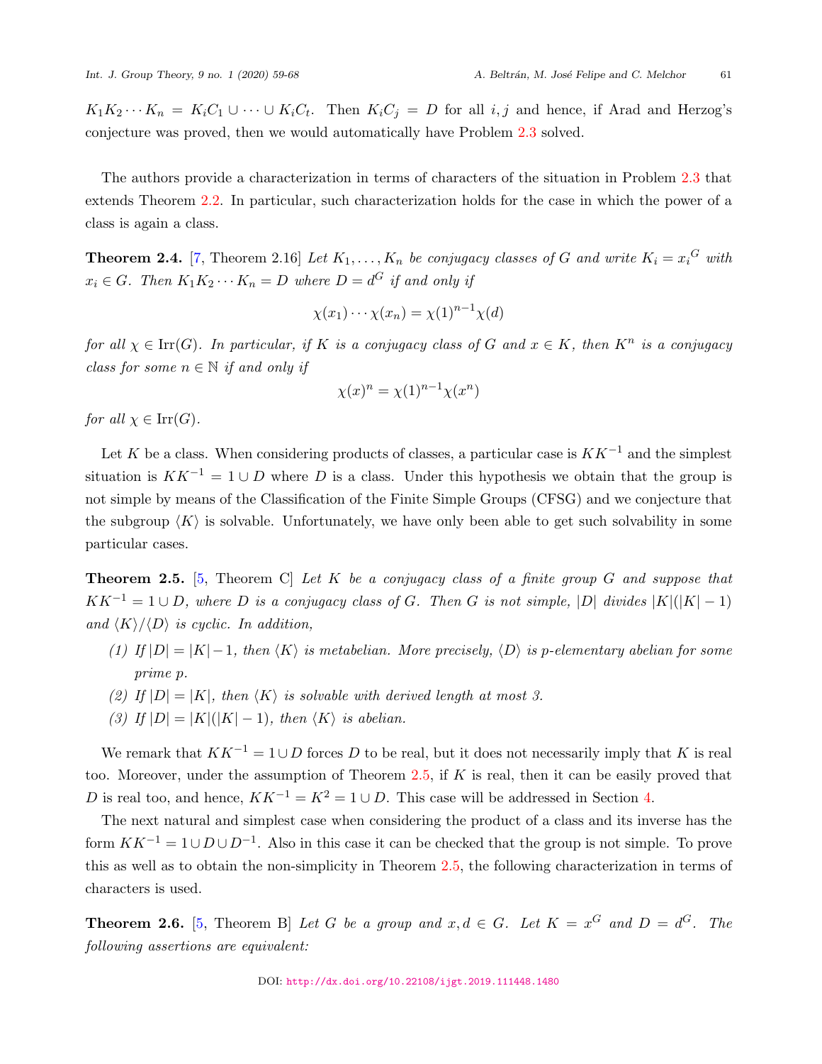$K_1K_2\cdots K_n = K_iC_1 \cup \cdots \cup K_iC_t$. Then $K_iC_j = D$ for all $i, j$ and hence, if Arad and Herzog's conjecture was proved, then we would automatically have Problem 2.3 solved.

The authors provide a characterization in terms of characters of the situation in Problem 2.3 that extends Theorem 2.2. In particular, such characterization holds for the case in which the power of a class is again a class.

**Theorem 2.4.** [7, Theorem 2.16] *Let $K_1, \ldots, K_n$ be conjugacy classes of $G$ and write $K_i = {x_i}^G$ with $x_i \in G$. Then $K_1K_2\cdots K_n = D$ where $D = d^G$ if and only if*

$$\chi(x_1)\cdots\chi(x_n) = \chi(1)^{n-1}\chi(d)$$

*for all $\chi \in \mathrm{Irr}(G)$. In particular, if $K$ is a conjugacy class of $G$ and $x \in K$, then $K^n$ is a conjugacy class for some $n \in \mathbb{N}$ if and only if*

$$\chi(x)^n = \chi(1)^{n-1}\chi(x^n)$$

*for all $\chi \in \mathrm{Irr}(G)$.*

Let $K$ be a class. When considering products of classes, a particular case is $KK^{-1}$ and the simplest situation is $KK^{-1} = 1 \cup D$ where $D$ is a class. Under this hypothesis we obtain that the group is not simple by means of the Classification of the Finite Simple Groups (CFSG) and we conjecture that the subgroup $\langle K \rangle$ is solvable. Unfortunately, we have only been able to get such solvability in some particular cases.

**Theorem 2.5.** [5, Theorem C] *Let $K$ be a conjugacy class of a finite group $G$ and suppose that $KK^{-1} = 1 \cup D$, where $D$ is a conjugacy class of $G$. Then $G$ is not simple, $|D|$ divides $|K|(|K|-1)$ and $\langle K \rangle/\langle D \rangle$ is cyclic. In addition,*

1. *If $|D| = |K|-1$, then $\langle K \rangle$ is metabelian. More precisely, $\langle D \rangle$ is $p$-elementary abelian for some prime $p$.*
2. *If $|D| = |K|$, then $\langle K \rangle$ is solvable with derived length at most 3.*
3. *If $|D| = |K|(|K|-1)$, then $\langle K \rangle$ is abelian.*

We remark that $KK^{-1} = 1 \cup D$ forces $D$ to be real, but it does not necessarily imply that $K$ is real too. Moreover, under the assumption of Theorem 2.5, if $K$ is real, then it can be easily proved that $D$ is real too, and hence, $KK^{-1} = K^2 = 1 \cup D$. This case will be addressed in Section 4.

The next natural and simplest case when considering the product of a class and its inverse has the form $KK^{-1} = 1 \cup D \cup D^{-1}$. Also in this case it can be checked that the group is not simple. To prove this as well as to obtain the non-simplicity in Theorem 2.5, the following characterization in terms of characters is used.

**Theorem 2.6.** [5, Theorem B] *Let $G$ be a group and $x, d \in G$. Let $K = x^G$ and $D = d^G$. The following assertions are equivalent:*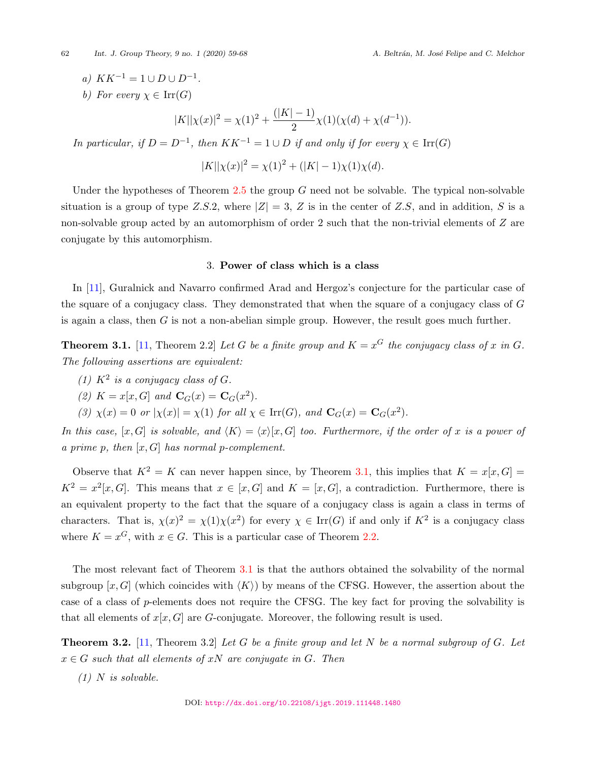*a)* $KK^{-1} = 1 \cup D \cup D^{-1}$.

*b)* *For every* $\chi \in \mathrm{Irr}(G)$

$$|K||\chi(x)|^2 = \chi(1)^2 + \frac{(|K|-1)}{2}\chi(1)(\chi(d) + \chi(d^{-1})).$$

*In particular, if* $D = D^{-1}$*, then* $KK^{-1} = 1 \cup D$ *if and only if for every* $\chi \in \mathrm{Irr}(G)$

$$|K||\chi(x)|^2 = \chi(1)^2 + (|K|-1)\chi(1)\chi(d).$$

Under the hypotheses of Theorem 2.5 the group $G$ need not be solvable. The typical non-solvable situation is a group of type $Z.S.2$, where $|Z| = 3$, $Z$ is in the center of $Z.S$, and in addition, $S$ is a non-solvable group acted by an automorphism of order 2 such that the non-trivial elements of $Z$ are conjugate by this automorphism.

## 3. Power of class which is a class

In [11], Guralnick and Navarro confirmed Arad and Hergoz's conjecture for the particular case of the square of a conjugacy class. They demonstrated that when the square of a conjugacy class of $G$ is again a class, then $G$ is not a non-abelian simple group. However, the result goes much further.

**Theorem 3.1.** [11, Theorem 2.2] *Let* $G$ *be a finite group and* $K = x^G$ *the conjugacy class of* $x$ *in* $G$*. The following assertions are equivalent:*

*(1)* $K^2$ *is a conjugacy class of* $G$*.*

*(2)* $K = x[x, G]$ *and* $\mathbf{C}_G(x) = \mathbf{C}_G(x^2)$*.*

*(3)* $\chi(x) = 0$ *or* $|\chi(x)| = \chi(1)$ *for all* $\chi \in \mathrm{Irr}(G)$*, and* $\mathbf{C}_G(x) = \mathbf{C}_G(x^2)$*.*

*In this case,* $[x, G]$ *is solvable, and* $\langle K\rangle = \langle x\rangle[x, G]$ *too. Furthermore, if the order of* $x$ *is a power of a prime* $p$*, then* $[x, G]$ *has normal* $p$*-complement.*

Observe that $K^2 = K$ can never happen since, by Theorem 3.1, this implies that $K = x[x, G] = K^2 = x^2[x, G]$. This means that $x \in [x, G]$ and $K = [x, G]$, a contradiction. Furthermore, there is an equivalent property to the fact that the square of a conjugacy class is again a class in terms of characters. That is, $\chi(x)^2 = \chi(1)\chi(x^2)$ for every $\chi \in \mathrm{Irr}(G)$ if and only if $K^2$ is a conjugacy class where $K = x^G$, with $x \in G$. This is a particular case of Theorem 2.2.

The most relevant fact of Theorem 3.1 is that the authors obtained the solvability of the normal subgroup $[x, G]$ (which coincides with $\langle K\rangle$) by means of the CFSG. However, the assertion about the case of a class of $p$-elements does not require the CFSG. The key fact for proving the solvability is that all elements of $x[x, G]$ are $G$-conjugate. Moreover, the following result is used.

**Theorem 3.2.** [11, Theorem 3.2] *Let* $G$ *be a finite group and let* $N$ *be a normal subgroup of* $G$*. Let* $x \in G$ *such that all elements of* $xN$ *are conjugate in* $G$*. Then*

*(1)* $N$ *is solvable.*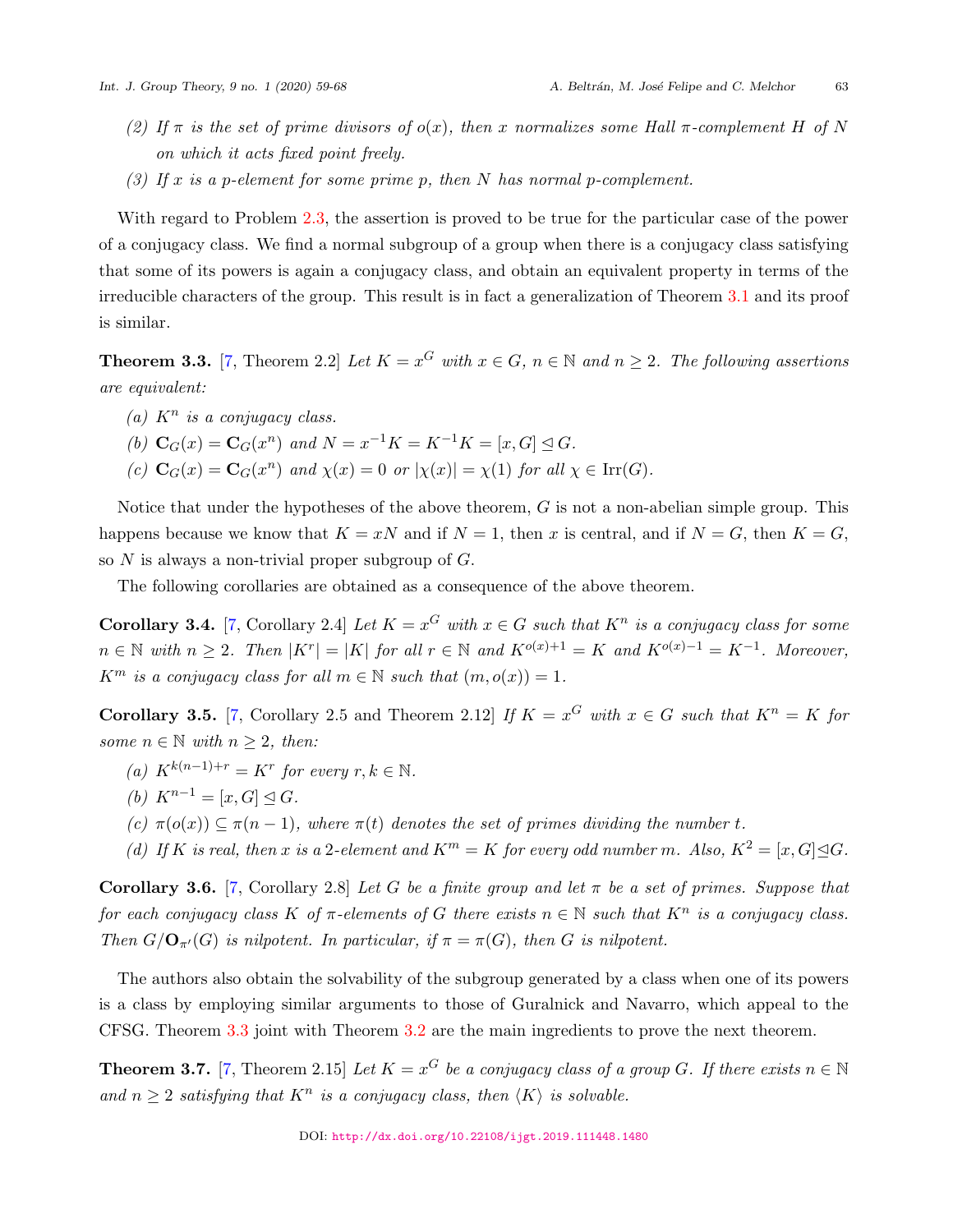(2) *If $\pi$ is the set of prime divisors of $o(x)$, then $x$ normalizes some Hall $\pi$-complement $H$ of $N$ on which it acts fixed point freely.*

(3) *If $x$ is a $p$-element for some prime $p$, then $N$ has normal $p$-complement.*

With regard to Problem 2.3, the assertion is proved to be true for the particular case of the power of a conjugacy class. We find a normal subgroup of a group when there is a conjugacy class satisfying that some of its powers is again a conjugacy class, and obtain an equivalent property in terms of the irreducible characters of the group. This result is in fact a generalization of Theorem 3.1 and its proof is similar.

**Theorem 3.3.** [7, Theorem 2.2] *Let $K = x^G$ with $x \in G$, $n \in \mathbb{N}$ and $n \geq 2$. The following assertions are equivalent:*

(a) *$K^n$ is a conjugacy class.*

(b) *$\mathbf{C}_G(x) = \mathbf{C}_G(x^n)$ and $N = x^{-1}K = K^{-1}K = [x, G] \trianglelefteq G$.*

(c) *$\mathbf{C}_G(x) = \mathbf{C}_G(x^n)$ and $\chi(x) = 0$ or $|\chi(x)| = \chi(1)$ for all $\chi \in \mathrm{Irr}(G)$.*

Notice that under the hypotheses of the above theorem, $G$ is not a non-abelian simple group. This happens because we know that $K = xN$ and if $N = 1$, then $x$ is central, and if $N = G$, then $K = G$, so $N$ is always a non-trivial proper subgroup of $G$.

The following corollaries are obtained as a consequence of the above theorem.

**Corollary 3.4.** [7, Corollary 2.4] *Let $K = x^G$ with $x \in G$ such that $K^n$ is a conjugacy class for some $n \in \mathbb{N}$ with $n \geq 2$. Then $|K^r| = |K|$ for all $r \in \mathbb{N}$ and $K^{o(x)+1} = K$ and $K^{o(x)-1} = K^{-1}$. Moreover, $K^m$ is a conjugacy class for all $m \in \mathbb{N}$ such that $(m, o(x)) = 1$.*

**Corollary 3.5.** [7, Corollary 2.5 and Theorem 2.12] *If $K = x^G$ with $x \in G$ such that $K^n = K$ for some $n \in \mathbb{N}$ with $n \geq 2$, then:*

(a) *$K^{k(n-1)+r} = K^r$ for every $r, k \in \mathbb{N}$.*

(b) *$K^{n-1} = [x, G] \trianglelefteq G$.*

(c) *$\pi(o(x)) \subseteq \pi(n-1)$, where $\pi(t)$ denotes the set of primes dividing the number $t$.*

(d) *If $K$ is real, then $x$ is a 2-element and $K^m = K$ for every odd number $m$. Also, $K^2 = [x, G] \trianglelefteq G$.*

**Corollary 3.6.** [7, Corollary 2.8] *Let $G$ be a finite group and let $\pi$ be a set of primes. Suppose that for each conjugacy class $K$ of $\pi$-elements of $G$ there exists $n \in \mathbb{N}$ such that $K^n$ is a conjugacy class. Then $G/\mathbf{O}_{\pi'}(G)$ is nilpotent. In particular, if $\pi = \pi(G)$, then $G$ is nilpotent.*

The authors also obtain the solvability of the subgroup generated by a class when one of its powers is a class by employing similar arguments to those of Guralnick and Navarro, which appeal to the CFSG. Theorem 3.3 joint with Theorem 3.2 are the main ingredients to prove the next theorem.

**Theorem 3.7.** [7, Theorem 2.15] *Let $K = x^G$ be a conjugacy class of a group $G$. If there exists $n \in \mathbb{N}$ and $n \geq 2$ satisfying that $K^n$ is a conjugacy class, then $\langle K \rangle$ is solvable.*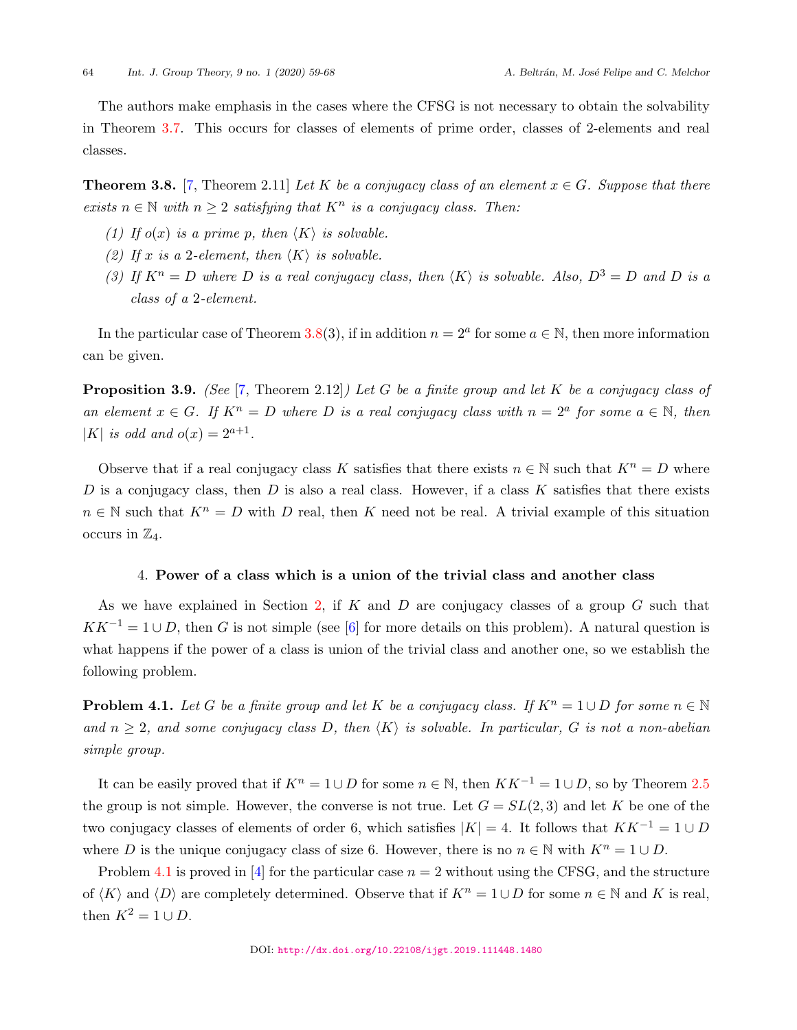The authors make emphasis in the cases where the CFSG is not necessary to obtain the solvability in Theorem 3.7. This occurs for classes of elements of prime order, classes of 2-elements and real classes.

**Theorem 3.8.** [7, Theorem 2.11] *Let $K$ be a conjugacy class of an element $x \in G$. Suppose that there exists $n \in \mathbb{N}$ with $n \geq 2$ satisfying that $K^n$ is a conjugacy class. Then:*

*(1) If $o(x)$ is a prime $p$, then $\langle K \rangle$ is solvable.*

*(2) If $x$ is a 2-element, then $\langle K \rangle$ is solvable.*

*(3) If $K^n = D$ where $D$ is a real conjugacy class, then $\langle K \rangle$ is solvable. Also, $D^3 = D$ and $D$ is a class of a 2-element.*

In the particular case of Theorem 3.8(3), if in addition $n = 2^a$ for some $a \in \mathbb{N}$, then more information can be given.

**Proposition 3.9.** *(See [7, Theorem 2.12]) Let $G$ be a finite group and let $K$ be a conjugacy class of an element $x \in G$. If $K^n = D$ where $D$ is a real conjugacy class with $n = 2^a$ for some $a \in \mathbb{N}$, then $|K|$ is odd and $o(x) = 2^{a+1}$.*

Observe that if a real conjugacy class $K$ satisfies that there exists $n \in \mathbb{N}$ such that $K^n = D$ where $D$ is a conjugacy class, then $D$ is also a real class. However, if a class $K$ satisfies that there exists $n \in \mathbb{N}$ such that $K^n = D$ with $D$ real, then $K$ need not be real. A trivial example of this situation occurs in $\mathbb{Z}_4$.

## 4. Power of a class which is a union of the trivial class and another class

As we have explained in Section 2, if $K$ and $D$ are conjugacy classes of a group $G$ such that $KK^{-1} = 1 \cup D$, then $G$ is not simple (see [6] for more details on this problem). A natural question is what happens if the power of a class is union of the trivial class and another one, so we establish the following problem.

**Problem 4.1.** *Let $G$ be a finite group and let $K$ be a conjugacy class. If $K^n = 1 \cup D$ for some $n \in \mathbb{N}$ and $n \geq 2$, and some conjugacy class $D$, then $\langle K \rangle$ is solvable. In particular, $G$ is not a non-abelian simple group.*

It can be easily proved that if $K^n = 1 \cup D$ for some $n \in \mathbb{N}$, then $KK^{-1} = 1 \cup D$, so by Theorem 2.5 the group is not simple. However, the converse is not true. Let $G = SL(2,3)$ and let $K$ be one of the two conjugacy classes of elements of order 6, which satisfies $|K| = 4$. It follows that $KK^{-1} = 1 \cup D$ where $D$ is the unique conjugacy class of size 6. However, there is no $n \in \mathbb{N}$ with $K^n = 1 \cup D$.

Problem 4.1 is proved in [4] for the particular case $n = 2$ without using the CFSG, and the structure of $\langle K \rangle$ and $\langle D \rangle$ are completely determined. Observe that if $K^n = 1 \cup D$ for some $n \in \mathbb{N}$ and $K$ is real, then $K^2 = 1 \cup D$.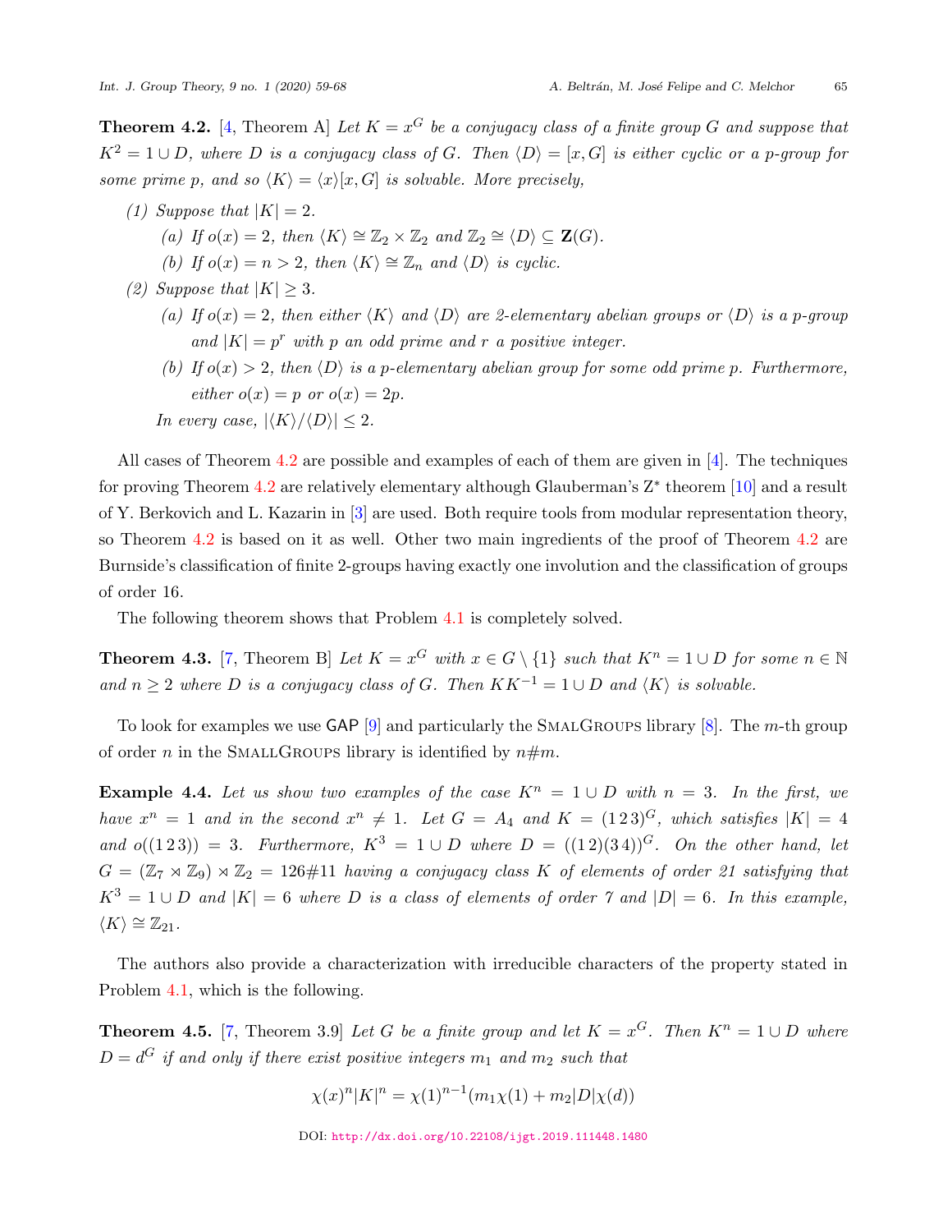**Theorem 4.2.** [4, Theorem A] *Let $K = x^G$ be a conjugacy class of a finite group $G$ and suppose that $K^2 = 1 \cup D$, where $D$ is a conjugacy class of $G$. Then $\langle D\rangle = [x, G]$ is either cyclic or a $p$-group for some prime $p$, and so $\langle K\rangle = \langle x\rangle[x, G]$ is solvable. More precisely,*

*(1) Suppose that $|K| = 2$.*

- *(a) If $o(x) = 2$, then $\langle K\rangle \cong \mathbb{Z}_2 \times \mathbb{Z}_2$ and $\mathbb{Z}_2 \cong \langle D\rangle \subseteq \mathbf{Z}(G)$.*
- *(b) If $o(x) = n > 2$, then $\langle K\rangle \cong \mathbb{Z}_n$ and $\langle D\rangle$ is cyclic.*

*(2) Suppose that $|K| \geq 3$.*

- *(a) If $o(x) = 2$, then either $\langle K\rangle$ and $\langle D\rangle$ are 2-elementary abelian groups or $\langle D\rangle$ is a $p$-group and $|K| = p^r$ with $p$ an odd prime and $r$ a positive integer.*
- *(b) If $o(x) > 2$, then $\langle D\rangle$ is a $p$-elementary abelian group for some odd prime $p$. Furthermore, either $o(x) = p$ or $o(x) = 2p$.*

*In every case, $|\langle K\rangle/\langle D\rangle| \leq 2$.*

All cases of Theorem 4.2 are possible and examples of each of them are given in [4]. The techniques for proving Theorem 4.2 are relatively elementary although Glauberman's Z* theorem [10] and a result of Y. Berkovich and L. Kazarin in [3] are used. Both require tools from modular representation theory, so Theorem 4.2 is based on it as well. Other two main ingredients of the proof of Theorem 4.2 are Burnside's classification of finite 2-groups having exactly one involution and the classification of groups of order 16.

The following theorem shows that Problem 4.1 is completely solved.

**Theorem 4.3.** [7, Theorem B] *Let $K = x^G$ with $x \in G \setminus \{1\}$ such that $K^n = 1 \cup D$ for some $n \in \mathbb{N}$ and $n \geq 2$ where $D$ is a conjugacy class of $G$. Then $KK^{-1} = 1 \cup D$ and $\langle K\rangle$ is solvable.*

To look for examples we use GAP [9] and particularly the SmallGroups library [8]. The $m$-th group of order $n$ in the SmallGroups library is identified by $n\#m$.

**Example 4.4.** *Let us show two examples of the case $K^n = 1 \cup D$ with $n = 3$. In the first, we have $x^n = 1$ and in the second $x^n \neq 1$. Let $G = A_4$ and $K = (1\,2\,3)^G$, which satisfies $|K| = 4$ and $o((1\,2\,3)) = 3$. Furthermore, $K^3 = 1 \cup D$ where $D = ((1\,2)(3\,4))^G$. On the other hand, let $G = (\mathbb{Z}_7 \rtimes \mathbb{Z}_9) \rtimes \mathbb{Z}_2 = 126\#11$ having a conjugacy class $K$ of elements of order 21 satisfying that $K^3 = 1 \cup D$ and $|K| = 6$ where $D$ is a class of elements of order 7 and $|D| = 6$. In this example, $\langle K\rangle \cong \mathbb{Z}_{21}$.*

The authors also provide a characterization with irreducible characters of the property stated in Problem 4.1, which is the following.

**Theorem 4.5.** [7, Theorem 3.9] *Let $G$ be a finite group and let $K = x^G$. Then $K^n = 1 \cup D$ where $D = d^G$ if and only if there exist positive integers $m_1$ and $m_2$ such that*

$$\chi(x)^n|K|^n = \chi(1)^{n-1}(m_1\chi(1) + m_2|D|\chi(d))$$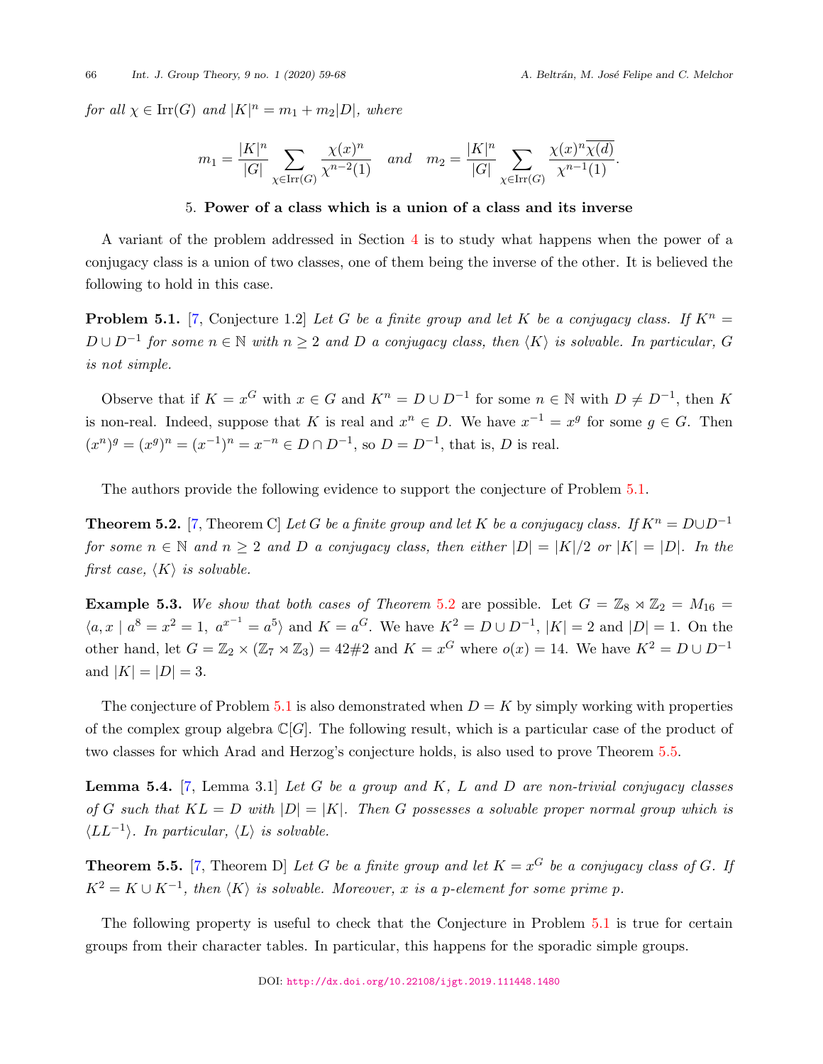*for all* $\chi \in \mathrm{Irr}(G)$ *and* $|K|^n = m_1 + m_2|D|$, *where*

$$m_1 = \frac{|K|^n}{|G|} \sum_{\chi \in \mathrm{Irr}(G)} \frac{\chi(x)^n}{\chi^{n-2}(1)} \quad \text{and} \quad m_2 = \frac{|K|^n}{|G|} \sum_{\chi \in \mathrm{Irr}(G)} \frac{\chi(x)^n \overline{\chi(d)}}{\chi^{n-1}(1)}.$$

## 5. Power of a class which is a union of a class and its inverse

A variant of the problem addressed in Section 4 is to study what happens when the power of a conjugacy class is a union of two classes, one of them being the inverse of the other. It is believed the following to hold in this case.

**Problem 5.1.** [7, Conjecture 1.2] *Let $G$ be a finite group and let $K$ be a conjugacy class. If $K^n = D \cup D^{-1}$ for some $n \in \mathbb{N}$ with $n \geq 2$ and $D$ a conjugacy class, then $\langle K \rangle$ is solvable. In particular, $G$ is not simple.*

Observe that if $K = x^G$ with $x \in G$ and $K^n = D \cup D^{-1}$ for some $n \in \mathbb{N}$ with $D \neq D^{-1}$, then $K$ is non-real. Indeed, suppose that $K$ is real and $x^n \in D$. We have $x^{-1} = x^g$ for some $g \in G$. Then $(x^n)^g = (x^g)^n = (x^{-1})^n = x^{-n} \in D \cap D^{-1}$, so $D = D^{-1}$, that is, $D$ is real.

The authors provide the following evidence to support the conjecture of Problem 5.1.

**Theorem 5.2.** [7, Theorem C] *Let $G$ be a finite group and let $K$ be a conjugacy class. If $K^n = D \cup D^{-1}$ for some $n \in \mathbb{N}$ and $n \geq 2$ and $D$ a conjugacy class, then either $|D| = |K|/2$ or $|K| = |D|$. In the first case, $\langle K \rangle$ is solvable.*

**Example 5.3.** *We show that both cases of Theorem 5.2* are possible. Let $G = \mathbb{Z}_8 \rtimes \mathbb{Z}_2 = M_{16} = \langle a, x \mid a^8 = x^2 = 1,\ a^{x^{-1}} = a^5 \rangle$ and $K = a^G$. We have $K^2 = D \cup D^{-1}$, $|K| = 2$ and $|D| = 1$. On the other hand, let $G = \mathbb{Z}_2 \times (\mathbb{Z}_7 \rtimes \mathbb{Z}_3) = 42\#2$ and $K = x^G$ where $o(x) = 14$. We have $K^2 = D \cup D^{-1}$ and $|K| = |D| = 3$.

The conjecture of Problem 5.1 is also demonstrated when $D = K$ by simply working with properties of the complex group algebra $\mathbb{C}[G]$. The following result, which is a particular case of the product of two classes for which Arad and Herzog's conjecture holds, is also used to prove Theorem 5.5.

**Lemma 5.4.** [7, Lemma 3.1] *Let $G$ be a group and $K$, $L$ and $D$ are non-trivial conjugacy classes of $G$ such that $KL = D$ with $|D| = |K|$. Then $G$ possesses a solvable proper normal group which is $\langle LL^{-1} \rangle$. In particular, $\langle L \rangle$ is solvable.*

**Theorem 5.5.** [7, Theorem D] *Let $G$ be a finite group and let $K = x^G$ be a conjugacy class of $G$. If $K^2 = K \cup K^{-1}$, then $\langle K \rangle$ is solvable. Moreover, $x$ is a $p$-element for some prime $p$.*

The following property is useful to check that the Conjecture in Problem 5.1 is true for certain groups from their character tables. In particular, this happens for the sporadic simple groups.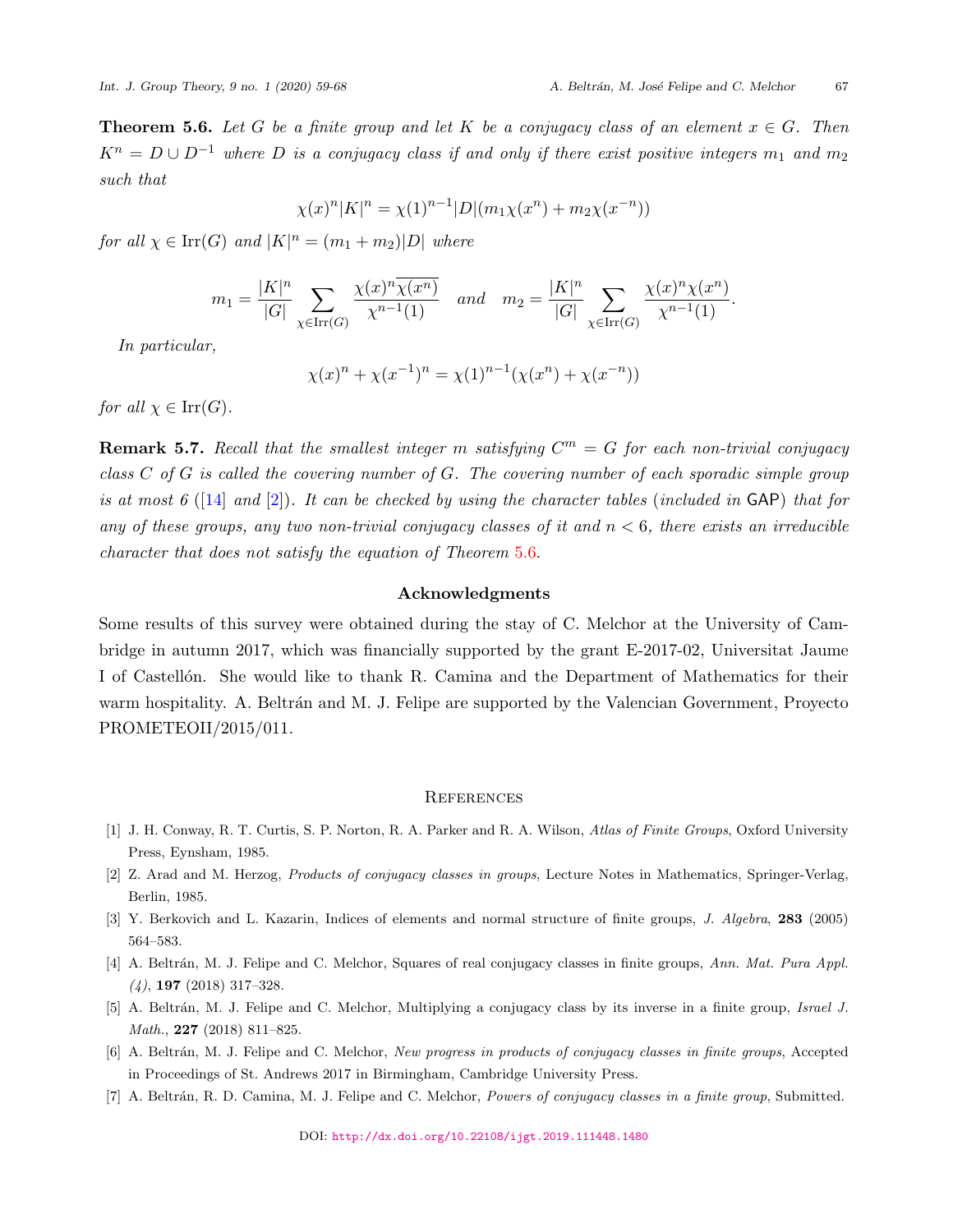**Theorem 5.6.** *Let $G$ be a finite group and let $K$ be a conjugacy class of an element $x \in G$. Then $K^n = D \cup D^{-1}$ where $D$ is a conjugacy class if and only if there exist positive integers $m_1$ and $m_2$ such that*

$$\chi(x)^n |K|^n = \chi(1)^{n-1}|D|(m_1\chi(x^n) + m_2\chi(x^{-n}))$$

*for all $\chi \in \mathrm{Irr}(G)$ and $|K|^n = (m_1 + m_2)|D|$ where*

$$m_1 = \frac{|K|^n}{|G|} \sum_{\chi \in \mathrm{Irr}(G)} \frac{\chi(x)^n \overline{\chi(x^n)}}{\chi^{n-1}(1)} \quad \text{and} \quad m_2 = \frac{|K|^n}{|G|} \sum_{\chi \in \mathrm{Irr}(G)} \frac{\chi(x)^n \chi(x^n)}{\chi^{n-1}(1)}.$$

*In particular,*

$$\chi(x)^n + \chi(x^{-1})^n = \chi(1)^{n-1}(\chi(x^n) + \chi(x^{-n}))$$

*for all $\chi \in \mathrm{Irr}(G)$.*

**Remark 5.7.** *Recall that the smallest integer $m$ satisfying $C^m = G$ for each non-trivial conjugacy class $C$ of $G$ is called the covering number of $G$. The covering number of each sporadic simple group is at most 6 ([14] and [2]). It can be checked by using the character tables (included in* GAP*) that for any of these groups, any two non-trivial conjugacy classes of it and $n < 6$, there exists an irreducible character that does not satisfy the equation of Theorem 5.6.*

## Acknowledgments

Some results of this survey were obtained during the stay of C. Melchor at the University of Cambridge in autumn 2017, which was financially supported by the grant E-2017-02, Universitat Jaume I of Castellón. She would like to thank R. Camina and the Department of Mathematics for their warm hospitality. A. Beltrán and M. J. Felipe are supported by the Valencian Government, Proyecto PROMETEOII/2015/011.

## References

[1] J. H. Conway, R. T. Curtis, S. P. Norton, R. A. Parker and R. A. Wilson, *Atlas of Finite Groups*, Oxford University Press, Eynsham, 1985.

[2] Z. Arad and M. Herzog, *Products of conjugacy classes in groups*, Lecture Notes in Mathematics, Springer-Verlag, Berlin, 1985.

[3] Y. Berkovich and L. Kazarin, Indices of elements and normal structure of finite groups, *J. Algebra*, **283** (2005) 564–583.

[4] A. Beltrán, M. J. Felipe and C. Melchor, Squares of real conjugacy classes in finite groups, *Ann. Mat. Pura Appl. (4)*, **197** (2018) 317–328.

[5] A. Beltrán, M. J. Felipe and C. Melchor, Multiplying a conjugacy class by its inverse in a finite group, *Israel J. Math.*, **227** (2018) 811–825.

[6] A. Beltrán, M. J. Felipe and C. Melchor, *New progress in products of conjugacy classes in finite groups*, Accepted in Proceedings of St. Andrews 2017 in Birmingham, Cambridge University Press.

[7] A. Beltrán, R. D. Camina, M. J. Felipe and C. Melchor, *Powers of conjugacy classes in a finite group*, Submitted.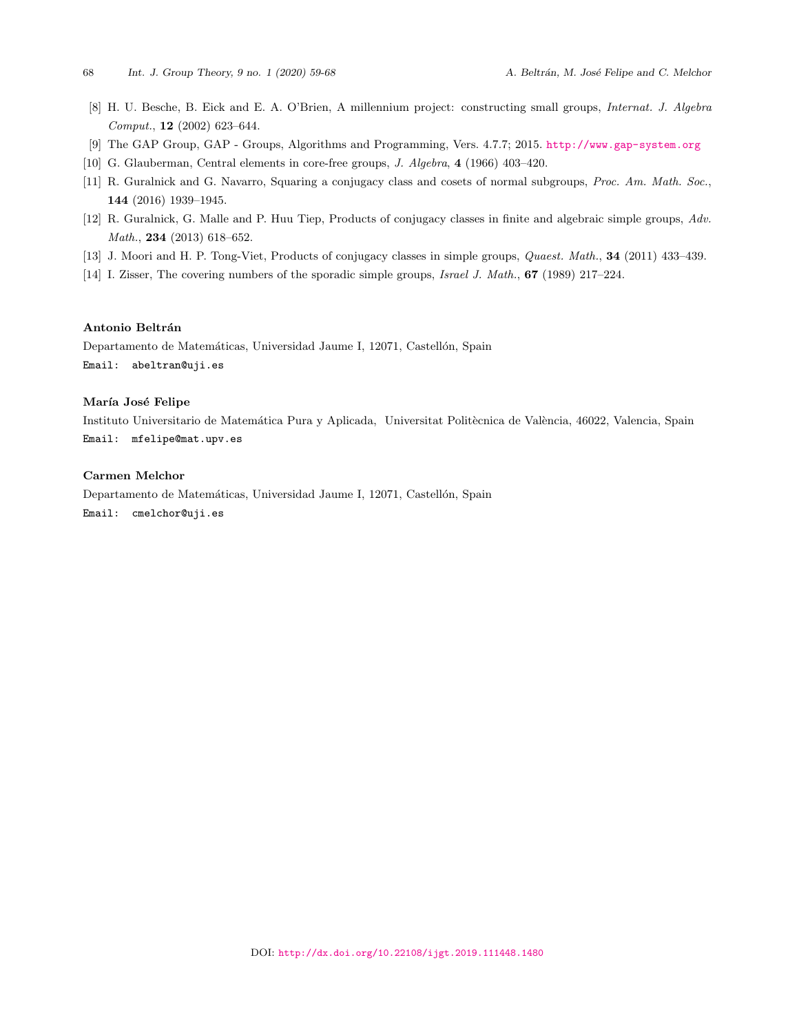[8] H. U. Besche, B. Eick and E. A. O'Brien, A millennium project: constructing small groups, *Internat. J. Algebra Comput.*, **12** (2002) 623–644.

[9] The GAP Group, GAP - Groups, Algorithms and Programming, Vers. 4.7.7; 2015. http://www.gap-system.org

[10] G. Glauberman, Central elements in core-free groups, *J. Algebra*, **4** (1966) 403–420.

[11] R. Guralnick and G. Navarro, Squaring a conjugacy class and cosets of normal subgroups, *Proc. Am. Math. Soc.*, **144** (2016) 1939–1945.

[12] R. Guralnick, G. Malle and P. Huu Tiep, Products of conjugacy classes in finite and algebraic simple groups, *Adv. Math.*, **234** (2013) 618–652.

[13] J. Moori and H. P. Tong-Viet, Products of conjugacy classes in simple groups, *Quaest. Math.*, **34** (2011) 433–439.

[14] I. Zisser, The covering numbers of the sporadic simple groups, *Israel J. Math.*, **67** (1989) 217–224.

**Antonio Beltrán**

Departamento de Matemáticas, Universidad Jaume I, 12071, Castellón, Spain

Email: abeltran@uji.es

**María José Felipe**

Instituto Universitario de Matemática Pura y Aplicada, Universitat Politècnica de València, 46022, Valencia, Spain

Email: mfelipe@mat.upv.es

**Carmen Melchor**

Departamento de Matemáticas, Universidad Jaume I, 12071, Castellón, Spain

Email: cmelchor@uji.es